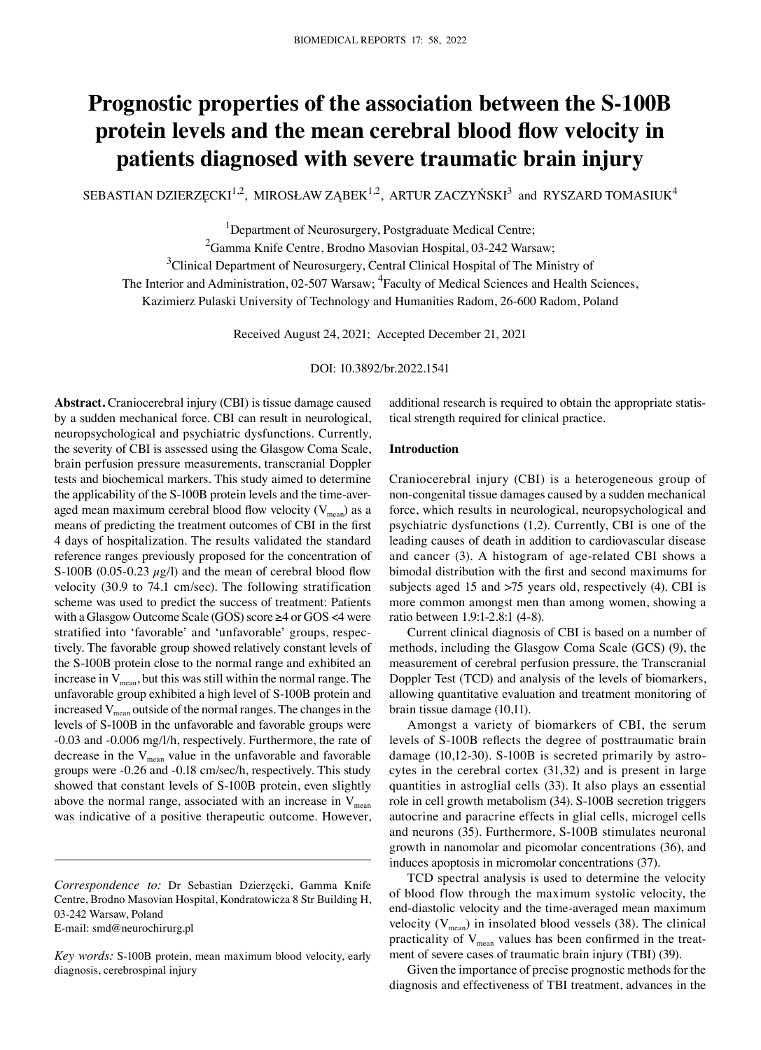# Prognostic properties of the association between the S-100B protein levels and the mean cerebral blood flow velocity in patients diagnosed with severe traumatic brain injury

SEBASTIAN DZIERZĘCKI[1,2], MIROSŁAW ZĄBEK[1,2], ARTUR ZACZYŃSKI[3] and RYSZARD TOMASIUK[4]

[1]Department of Neurosurgery, Postgraduate Medical Centre;
[2]Gamma Knife Centre, Brodno Masovian Hospital, 03-242 Warsaw;
[3]Clinical Department of Neurosurgery, Central Clinical Hospital of The Ministry of The Interior and Administration, 02-507 Warsaw; [4]Faculty of Medical Sciences and Health Sciences, Kazimierz Pulaski University of Technology and Humanities Radom, 26-600 Radom, Poland

Received August 24, 2021; Accepted December 21, 2021

DOI: 10.3892/br.2022.1541

**Abstract.** Craniocerebral injury (CBI) is tissue damage caused by a sudden mechanical force. CBI can result in neurological, neuropsychological and psychiatric dysfunctions. Currently, the severity of CBI is assessed using the Glasgow Coma Scale, brain perfusion pressure measurements, transcranial Doppler tests and biochemical markers. This study aimed to determine the applicability of the S-100B protein levels and the time-averaged mean maximum cerebral blood flow velocity ($V_{mean}$) as a means of predicting the treatment outcomes of CBI in the first 4 days of hospitalization. The results validated the standard reference ranges previously proposed for the concentration of S-100B (0.05-0.23 $\mu$g/l) and the mean of cerebral blood flow velocity (30.9 to 74.1 cm/sec). The following stratification scheme was used to predict the success of treatment: Patients with a Glasgow Outcome Scale (GOS) score ≥4 or GOS <4 were stratified into 'favorable' and 'unfavorable' groups, respectively. The favorable group showed relatively constant levels of the S-100B protein close to the normal range and exhibited an increase in $V_{mean}$, but this was still within the normal range. The unfavorable group exhibited a high level of S-100B protein and increased $V_{mean}$ outside of the normal ranges. The changes in the levels of S-100B in the unfavorable and favorable groups were -0.03 and -0.006 mg/l/h, respectively. Furthermore, the rate of decrease in the $V_{mean}$ value in the unfavorable and favorable groups were -0.26 and -0.18 cm/sec/h, respectively. This study showed that constant levels of S-100B protein, even slightly above the normal range, associated with an increase in $V_{mean}$ was indicative of a positive therapeutic outcome. However, additional research is required to obtain the appropriate statistical strength required for clinical practice.

*Correspondence to:* Dr Sebastian Dzierzęcki, Gamma Knife Centre, Brodno Masovian Hospital, Kondratowicza 8 Str Building H, 03-242 Warsaw, Poland
E-mail: smd@neurochirurg.pl

*Key words:* S-100B protein, mean maximum blood velocity, early diagnosis, cerebrospinal injury

## Introduction

Craniocerebral injury (CBI) is a heterogeneous group of non-congenital tissue damages caused by a sudden mechanical force, which results in neurological, neuropsychological and psychiatric dysfunctions (1,2). Currently, CBI is one of the leading causes of death in addition to cardiovascular disease and cancer (3). A histogram of age-related CBI shows a bimodal distribution with the first and second maximums for subjects aged 15 and >75 years old, respectively (4). CBI is more common amongst men than among women, showing a ratio between 1.9:1-2.8:1 (4-8).

Current clinical diagnosis of CBI is based on a number of methods, including the Glasgow Coma Scale (GCS) (9), the measurement of cerebral perfusion pressure, the Transcranial Doppler Test (TCD) and analysis of the levels of biomarkers, allowing quantitative evaluation and treatment monitoring of brain tissue damage (10,11).

Amongst a variety of biomarkers of CBI, the serum levels of S-100B reflects the degree of posttraumatic brain damage (10,12-30). S-100B is secreted primarily by astrocytes in the cerebral cortex (31,32) and is present in large quantities in astroglial cells (33). It also plays an essential role in cell growth metabolism (34). S-100B secretion triggers autocrine and paracrine effects in glial cells, microgel cells and neurons (35). Furthermore, S-100B stimulates neuronal growth in nanomolar and picomolar concentrations (36), and induces apoptosis in micromolar concentrations (37).

TCD spectral analysis is used to determine the velocity of blood flow through the maximum systolic velocity, the end-diastolic velocity and the time-averaged mean maximum velocity ($V_{mean}$) in insolated blood vessels (38). The clinical practicality of $V_{mean}$ values has been confirmed in the treatment of severe cases of traumatic brain injury (TBI) (39).

Given the importance of precise prognostic methods for the diagnosis and effectiveness of TBI treatment, advances in the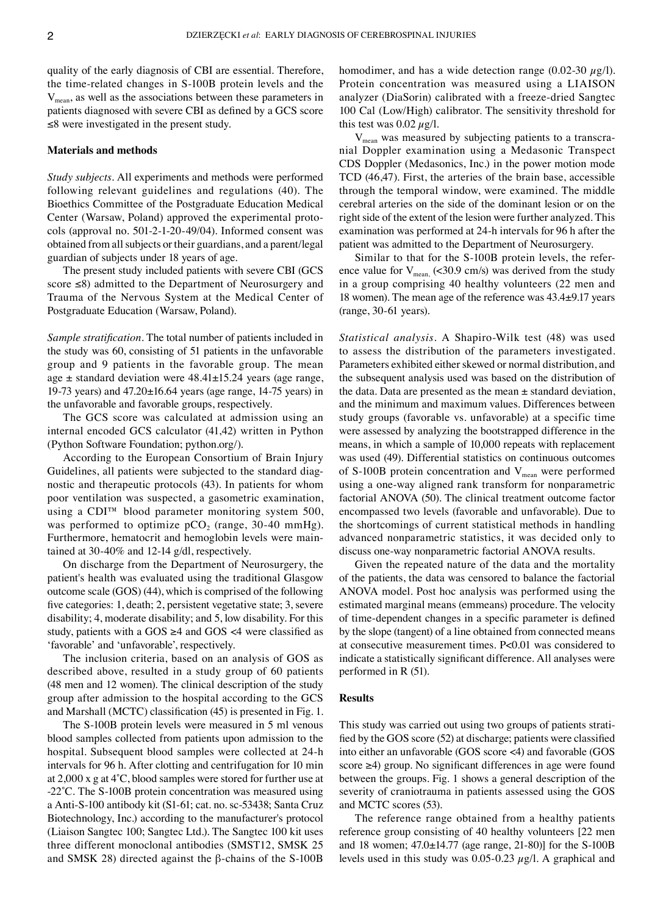quality of the early diagnosis of CBI are essential. Therefore, the time-related changes in S-100B protein levels and the $V_{mean}$, as well as the associations between these parameters in patients diagnosed with severe CBI as defined by a GCS score ≤8 were investigated in the present study.

## Materials and methods

*Study subjects*. All experiments and methods were performed following relevant guidelines and regulations (40). The Bioethics Committee of the Postgraduate Education Medical Center (Warsaw, Poland) approved the experimental protocols (approval no. 501-2-1-20-49/04). Informed consent was obtained from all subjects or their guardians, and a parent/legal guardian of subjects under 18 years of age.

The present study included patients with severe CBI (GCS score ≤8) admitted to the Department of Neurosurgery and Trauma of the Nervous System at the Medical Center of Postgraduate Education (Warsaw, Poland).

*Sample stratification*. The total number of patients included in the study was 60, consisting of 51 patients in the unfavorable group and 9 patients in the favorable group. The mean age ± standard deviation were 48.41±15.24 years (age range, 19-73 years) and 47.20±16.64 years (age range, 14-75 years) in the unfavorable and favorable groups, respectively.

The GCS score was calculated at admission using an internal encoded GCS calculator (41,42) written in Python (Python Software Foundation; python.org/).

According to the European Consortium of Brain Injury Guidelines, all patients were subjected to the standard diagnostic and therapeutic protocols (43). In patients for whom poor ventilation was suspected, a gasometric examination, using a CDI™ blood parameter monitoring system 500, was performed to optimize $pCO_2$ (range, 30-40 mmHg). Furthermore, hematocrit and hemoglobin levels were maintained at 30-40% and 12-14 g/dl, respectively.

On discharge from the Department of Neurosurgery, the patient's health was evaluated using the traditional Glasgow outcome scale (GOS) (44), which is comprised of the following five categories: 1, death; 2, persistent vegetative state; 3, severe disability; 4, moderate disability; and 5, low disability. For this study, patients with a GOS ≥4 and GOS <4 were classified as 'favorable' and 'unfavorable', respectively.

The inclusion criteria, based on an analysis of GOS as described above, resulted in a study group of 60 patients (48 men and 12 women). The clinical description of the study group after admission to the hospital according to the GCS and Marshall (MCTC) classification (45) is presented in Fig. 1.

The S-100B protein levels were measured in 5 ml venous blood samples collected from patients upon admission to the hospital. Subsequent blood samples were collected at 24-h intervals for 96 h. After clotting and centrifugation for 10 min at 2,000 x g at 4˚C, blood samples were stored for further use at -22˚C. The S-100B protein concentration was measured using a Anti-S-100 antibody kit (S1-61; cat. no. sc-53438; Santa Cruz Biotechnology, Inc.) according to the manufacturer's protocol (Liaison Sangtec 100; Sangtec Ltd.). The Sangtec 100 kit uses three different monoclonal antibodies (SMST12, SMSK 25 and SMSK 28) directed against the β-chains of the S-100B homodimer, and has a wide detection range (0.02-30 $\mu$g/l). Protein concentration was measured using a LIAISON analyzer (DiaSorin) calibrated with a freeze-dried Sangtec 100 Cal (Low/High) calibrator. The sensitivity threshold for this test was 0.02 $\mu$g/l.

$V_{mean}$ was measured by subjecting patients to a transcranial Doppler examination using a Medasonic Transpect CDS Doppler (Medasonics, Inc.) in the power motion mode TCD (46,47). First, the arteries of the brain base, accessible through the temporal window, were examined. The middle cerebral arteries on the side of the dominant lesion or on the right side of the extent of the lesion were further analyzed. This examination was performed at 24-h intervals for 96 h after the patient was admitted to the Department of Neurosurgery.

Similar to that for the S-100B protein levels, the reference value for $V_{mean,}$ (<30.9 cm/s) was derived from the study in a group comprising 40 healthy volunteers (22 men and 18 women). The mean age of the reference was 43.4±9.17 years (range, 30-61 years).

*Statistical analysis*. A Shapiro-Wilk test (48) was used to assess the distribution of the parameters investigated. Parameters exhibited either skewed or normal distribution, and the subsequent analysis used was based on the distribution of the data. Data are presented as the mean ± standard deviation, and the minimum and maximum values. Differences between study groups (favorable vs. unfavorable) at a specific time were assessed by analyzing the bootstrapped difference in the means, in which a sample of 10,000 repeats with replacement was used (49). Differential statistics on continuous outcomes of S-100B protein concentration and $V_{mean}$ were performed using a one-way aligned rank transform for nonparametric factorial ANOVA (50). The clinical treatment outcome factor encompassed two levels (favorable and unfavorable). Due to the shortcomings of current statistical methods in handling advanced nonparametric statistics, it was decided only to discuss one-way nonparametric factorial ANOVA results.

Given the repeated nature of the data and the mortality of the patients, the data was censored to balance the factorial ANOVA model. Post hoc analysis was performed using the estimated marginal means (emmeans) procedure. The velocity of time-dependent changes in a specific parameter is defined by the slope (tangent) of a line obtained from connected means at consecutive measurement times. $P<0.01$ was considered to indicate a statistically significant difference. All analyses were performed in R (51).

## Results

This study was carried out using two groups of patients stratified by the GOS score (52) at discharge; patients were classified into either an unfavorable (GOS score <4) and favorable (GOS score ≥4) group. No significant differences in age were found between the groups. Fig. 1 shows a general description of the severity of craniotrauma in patients assessed using the GOS and MCTC scores (53).

The reference range obtained from a healthy patients reference group consisting of 40 healthy volunteers [22 men and 18 women; 47.0±14.77 (age range, 21-80)] for the S-100B levels used in this study was 0.05-0.23 $\mu$g/l. A graphical and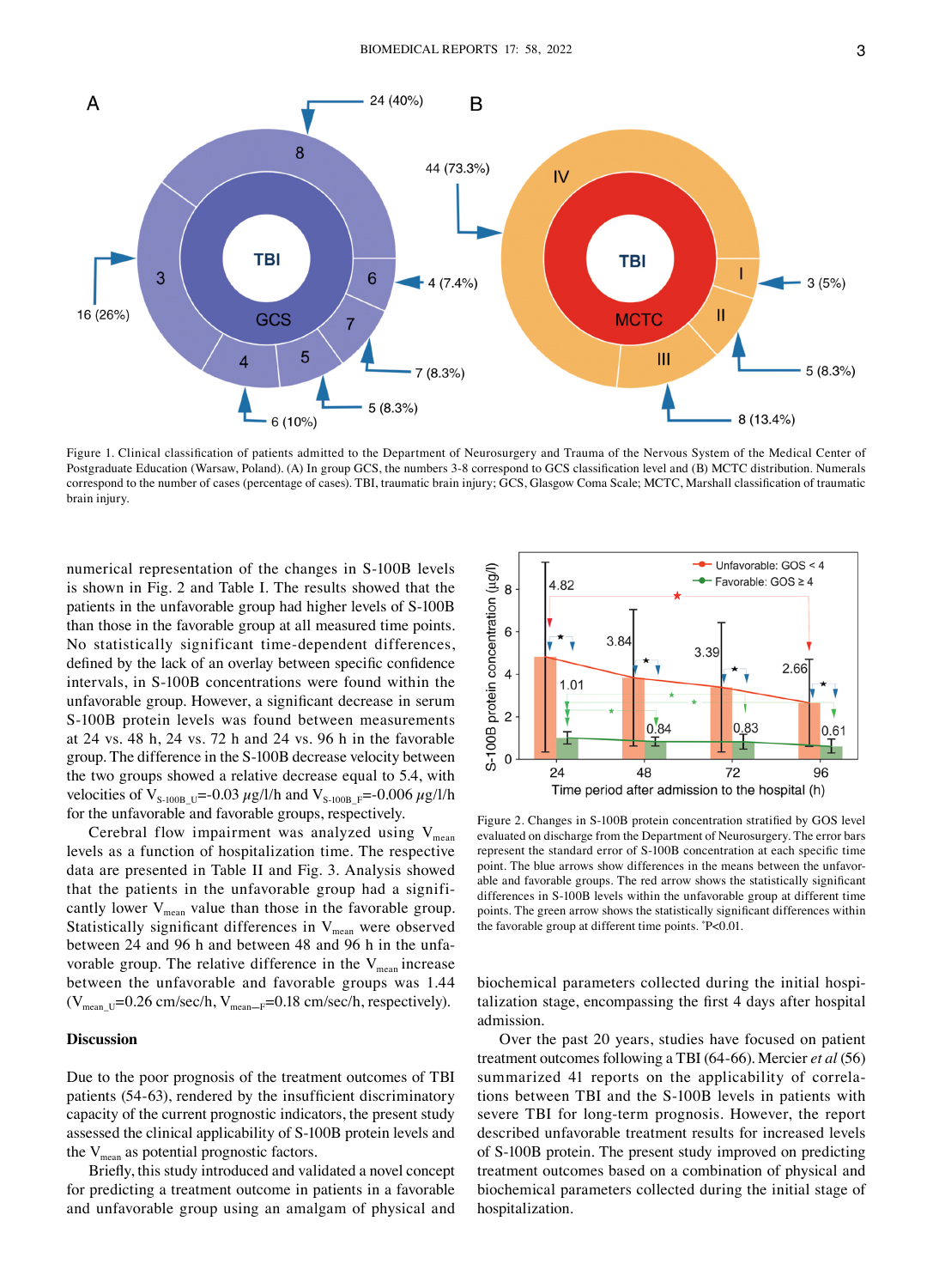Figure 1. Clinical classification of patients admitted to the Department of Neurosurgery and Trauma of the Nervous System of the Medical Center of Postgraduate Education (Warsaw, Poland). (A) In group GCS, the numbers 3-8 correspond to GCS classification level and (B) MCTC distribution. Numerals correspond to the number of cases (percentage of cases). TBI, traumatic brain injury; GCS, Glasgow Coma Scale; MCTC, Marshall classification of traumatic brain injury.

numerical representation of the changes in S-100B levels is shown in Fig. 2 and Table I. The results showed that the patients in the unfavorable group had higher levels of S-100B than those in the favorable group at all measured time points. No statistically significant time-dependent differences, defined by the lack of an overlay between specific confidence intervals, in S-100B concentrations were found within the unfavorable group. However, a significant decrease in serum S-100B protein levels was found between measurements at 24 vs. 48 h, 24 vs. 72 h and 24 vs. 96 h in the favorable group. The difference in the S-100B decrease velocity between the two groups showed a relative decrease equal to 5.4, with velocities of $V_{S\text{-}100B\_U}$=-0.03 $\mu$g/l/h and $V_{S\text{-}100B\_F}$=-0.006 $\mu$g/l/h for the unfavorable and favorable groups, respectively.

Cerebral flow impairment was analyzed using $V_{mean}$ levels as a function of hospitalization time. The respective data are presented in Table II and Fig. 3. Analysis showed that the patients in the unfavorable group had a significantly lower $V_{mean}$ value than those in the favorable group. Statistically significant differences in $V_{mean}$ were observed between 24 and 96 h and between 48 and 96 h in the unfavorable group. The relative difference in the $V_{mean}$ increase between the unfavorable and favorable groups was 1.44 ($V_{mean\_U}$=0.26 cm/sec/h, $V_{mean\_F}$=0.18 cm/sec/h, respectively).

## Discussion

Due to the poor prognosis of the treatment outcomes of TBI patients (54-63), rendered by the insufficient discriminatory capacity of the current prognostic indicators, the present study assessed the clinical applicability of S-100B protein levels and the $V_{mean}$ as potential prognostic factors.

Briefly, this study introduced and validated a novel concept for predicting a treatment outcome in patients in a favorable and unfavorable group using an amalgam of physical and biochemical parameters collected during the initial hospitalization stage, encompassing the first 4 days after hospital admission.

Figure 2. Changes in S-100B protein concentration stratified by GOS level evaluated on discharge from the Department of Neurosurgery. The error bars represent the standard error of S-100B concentration at each specific time point. The blue arrows show differences in the means between the unfavorable and favorable groups. The red arrow shows the statistically significant differences in S-100B levels within the unfavorable group at different time points. The green arrow shows the statistically significant differences within the favorable group at different time points. *P<0.01.

Over the past 20 years, studies have focused on patient treatment outcomes following a TBI (64-66). Mercier *et al* (56) summarized 41 reports on the applicability of correlations between TBI and the S-100B levels in patients with severe TBI for long-term prognosis. However, the report described unfavorable treatment results for increased levels of S-100B protein. The present study improved on predicting treatment outcomes based on a combination of physical and biochemical parameters collected during the initial stage of hospitalization.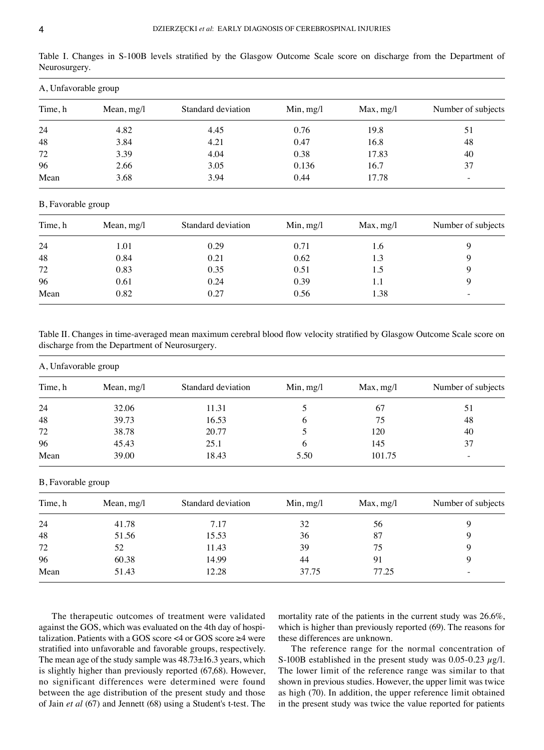Table I. Changes in S-100B levels stratified by the Glasgow Outcome Scale score on discharge from the Department of Neurosurgery.

A, Unfavorable group

| Time, h | Mean, mg/l | Standard deviation | Min, mg/l | Max, mg/l | Number of subjects |
|---|---|---|---|---|---|
| 24 | 4.82 | 4.45 | 0.76 | 19.8 | 51 |
| 48 | 3.84 | 4.21 | 0.47 | 16.8 | 48 |
| 72 | 3.39 | 4.04 | 0.38 | 17.83 | 40 |
| 96 | 2.66 | 3.05 | 0.136 | 16.7 | 37 |
| Mean | 3.68 | 3.94 | 0.44 | 17.78 | - |

B, Favorable group

| Time, h | Mean, mg/l | Standard deviation | Min, mg/l | Max, mg/l | Number of subjects |
|---|---|---|---|---|---|
| 24 | 1.01 | 0.29 | 0.71 | 1.6 | 9 |
| 48 | 0.84 | 0.21 | 0.62 | 1.3 | 9 |
| 72 | 0.83 | 0.35 | 0.51 | 1.5 | 9 |
| 96 | 0.61 | 0.24 | 0.39 | 1.1 | 9 |
| Mean | 0.82 | 0.27 | 0.56 | 1.38 | - |

Table II. Changes in time-averaged mean maximum cerebral blood flow velocity stratified by Glasgow Outcome Scale score on discharge from the Department of Neurosurgery.

A, Unfavorable group

| Time, h | Mean, mg/l | Standard deviation | Min, mg/l | Max, mg/l | Number of subjects |
|---|---|---|---|---|---|
| 24 | 32.06 | 11.31 | 5 | 67 | 51 |
| 48 | 39.73 | 16.53 | 6 | 75 | 48 |
| 72 | 38.78 | 20.77 | 5 | 120 | 40 |
| 96 | 45.43 | 25.1 | 6 | 145 | 37 |
| Mean | 39.00 | 18.43 | 5.50 | 101.75 | - |

B, Favorable group

| Time, h | Mean, mg/l | Standard deviation | Min, mg/l | Max, mg/l | Number of subjects |
|---|---|---|---|---|---|
| 24 | 41.78 | 7.17 | 32 | 56 | 9 |
| 48 | 51.56 | 15.53 | 36 | 87 | 9 |
| 72 | 52 | 11.43 | 39 | 75 | 9 |
| 96 | 60.38 | 14.99 | 44 | 91 | 9 |
| Mean | 51.43 | 12.28 | 37.75 | 77.25 | - |

The therapeutic outcomes of treatment were validated against the GOS, which was evaluated on the 4th day of hospitalization. Patients with a GOS score <4 or GOS score ≥4 were stratified into unfavorable and favorable groups, respectively. The mean age of the study sample was 48.73±16.3 years, which is slightly higher than previously reported (67,68). However, no significant differences were determined were found between the age distribution of the present study and those of Jain *et al* (67) and Jennett (68) using a Student's t-test. The mortality rate of the patients in the current study was 26.6%, which is higher than previously reported (69). The reasons for these differences are unknown.

The reference range for the normal concentration of S-100B established in the present study was 0.05-0.23 $\mu$g/l. The lower limit of the reference range was similar to that shown in previous studies. However, the upper limit was twice as high (70). In addition, the upper reference limit obtained in the present study was twice the value reported for patients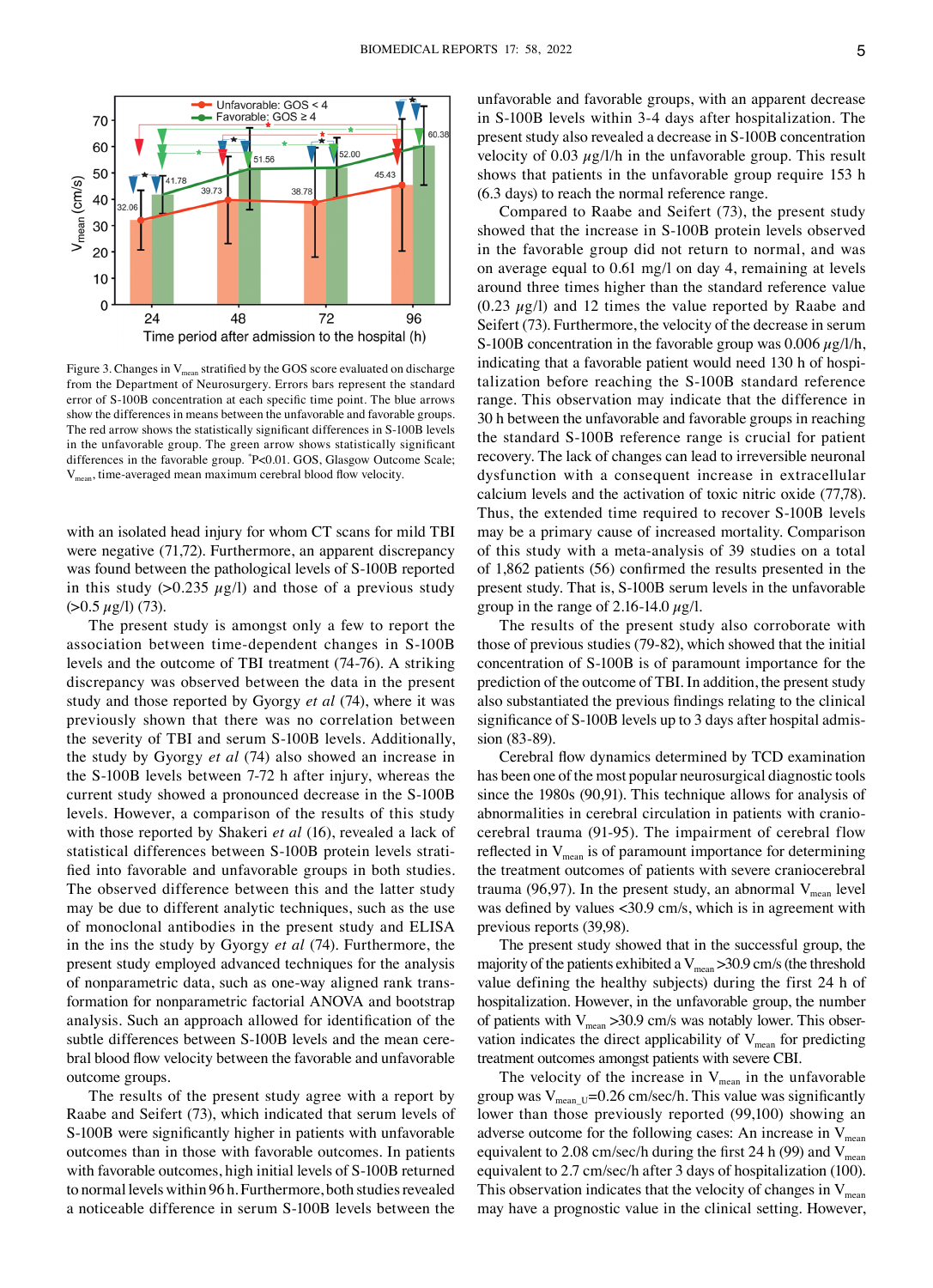Figure 3. Changes in $V_{mean}$ stratified by the GOS score evaluated on discharge from the Department of Neurosurgery. Errors bars represent the standard error of S-100B concentration at each specific time point. The blue arrows show the differences in means between the unfavorable and favorable groups. The red arrow shows the statistically significant differences in S-100B levels in the unfavorable group. The green arrow shows statistically significant differences in the favorable group. *P<0.01. GOS, Glasgow Outcome Scale; $V_{mean}$, time-averaged mean maximum cerebral blood flow velocity.

with an isolated head injury for whom CT scans for mild TBI were negative (71,72). Furthermore, an apparent discrepancy was found between the pathological levels of S-100B reported in this study (>0.235 $\mu$g/l) and those of a previous study (>0.5 $\mu$g/l) (73).

The present study is amongst only a few to report the association between time-dependent changes in S-100B levels and the outcome of TBI treatment (74-76). A striking discrepancy was observed between the data in the present study and those reported by Gyorgy *et al* (74), where it was previously shown that there was no correlation between the severity of TBI and serum S-100B levels. Additionally, the study by Gyorgy *et al* (74) also showed an increase in the S-100B levels between 7-72 h after injury, whereas the current study showed a pronounced decrease in the S-100B levels. However, a comparison of the results of this study with those reported by Shakeri *et al* (16), revealed a lack of statistical differences between S-100B protein levels stratified into favorable and unfavorable groups in both studies. The observed difference between this and the latter study may be due to different analytic techniques, such as the use of monoclonal antibodies in the present study and ELISA in the ins the study by Gyorgy *et al* (74). Furthermore, the present study employed advanced techniques for the analysis of nonparametric data, such as one-way aligned rank transformation for nonparametric factorial ANOVA and bootstrap analysis. Such an approach allowed for identification of the subtle differences between S-100B levels and the mean cerebral blood flow velocity between the favorable and unfavorable outcome groups.

The results of the present study agree with a report by Raabe and Seifert (73), which indicated that serum levels of S-100B were significantly higher in patients with unfavorable outcomes than in those with favorable outcomes. In patients with favorable outcomes, high initial levels of S-100B returned to normal levels within 96 h. Furthermore, both studies revealed a noticeable difference in serum S-100B levels between the unfavorable and favorable groups, with an apparent decrease in S-100B levels within 3-4 days after hospitalization. The present study also revealed a decrease in S-100B concentration velocity of 0.03 $\mu$g/l/h in the unfavorable group. This result shows that patients in the unfavorable group require 153 h (6.3 days) to reach the normal reference range.

Compared to Raabe and Seifert (73), the present study showed that the increase in S-100B protein levels observed in the favorable group did not return to normal, and was on average equal to 0.61 mg/l on day 4, remaining at levels around three times higher than the standard reference value (0.23 $\mu$g/l) and 12 times the value reported by Raabe and Seifert (73). Furthermore, the velocity of the decrease in serum S-100B concentration in the favorable group was 0.006 $\mu$g/l/h, indicating that a favorable patient would need 130 h of hospitalization before reaching the S-100B standard reference range. This observation may indicate that the difference in 30 h between the unfavorable and favorable groups in reaching the standard S-100B reference range is crucial for patient recovery. The lack of changes can lead to irreversible neuronal dysfunction with a consequent increase in extracellular calcium levels and the activation of toxic nitric oxide (77,78). Thus, the extended time required to recover S-100B levels may be a primary cause of increased mortality. Comparison of this study with a meta-analysis of 39 studies on a total of 1,862 patients (56) confirmed the results presented in the present study. That is, S-100B serum levels in the unfavorable group in the range of 2.16-14.0 $\mu$g/l.

The results of the present study also corroborate with those of previous studies (79-82), which showed that the initial concentration of S-100B is of paramount importance for the prediction of the outcome of TBI. In addition, the present study also substantiated the previous findings relating to the clinical significance of S-100B levels up to 3 days after hospital admission (83-89).

Cerebral flow dynamics determined by TCD examination has been one of the most popular neurosurgical diagnostic tools since the 1980s (90,91). This technique allows for analysis of abnormalities in cerebral circulation in patients with craniocerebral trauma (91-95). The impairment of cerebral flow reflected in $V_{mean}$ is of paramount importance for determining the treatment outcomes of patients with severe craniocerebral trauma (96,97). In the present study, an abnormal $V_{mean}$ level was defined by values <30.9 cm/s, which is in agreement with previous reports (39,98).

The present study showed that in the successful group, the majority of the patients exhibited a $V_{mean}$ >30.9 cm/s (the threshold value defining the healthy subjects) during the first 24 h of hospitalization. However, in the unfavorable group, the number of patients with $V_{mean}$ >30.9 cm/s was notably lower. This observation indicates the direct applicability of $V_{mean}$ for predicting treatment outcomes amongst patients with severe CBI.

The velocity of the increase in $V_{mean}$ in the unfavorable group was $V_{mean\_U}$=0.26 cm/sec/h. This value was significantly lower than those previously reported (99,100) showing an adverse outcome for the following cases: An increase in $V_{mean}$ equivalent to 2.08 cm/sec/h during the first 24 h (99) and $V_{mean}$ equivalent to 2.7 cm/sec/h after 3 days of hospitalization (100). This observation indicates that the velocity of changes in $V_{mean}$ may have a prognostic value in the clinical setting. However,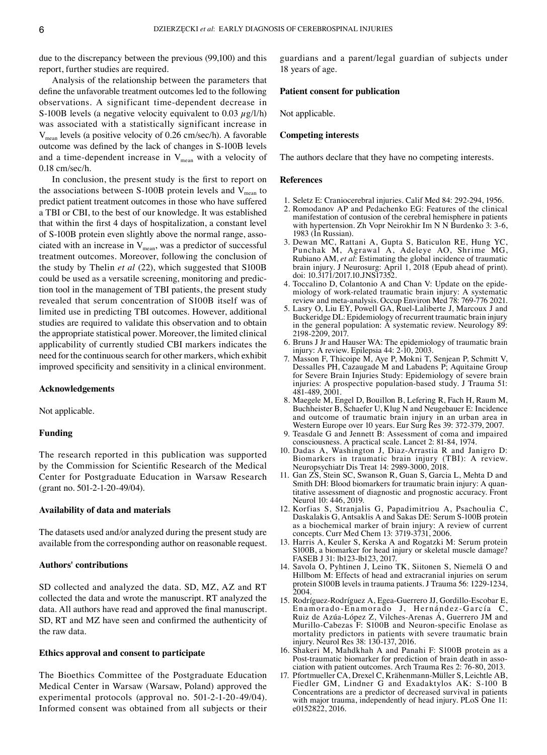due to the discrepancy between the previous (99,100) and this report, further studies are required.

Analysis of the relationship between the parameters that define the unfavorable treatment outcomes led to the following observations. A significant time-dependent decrease in S-100B levels (a negative velocity equivalent to 0.03 $\mu$g/l/h) was associated with a statistically significant increase in $V_{mean}$ levels (a positive velocity of 0.26 cm/sec/h). A favorable outcome was defined by the lack of changes in S-100B levels and a time-dependent increase in $V_{mean}$ with a velocity of 0.18 cm/sec/h.

In conclusion, the present study is the first to report on the associations between S-100B protein levels and $V_{mean}$ to predict patient treatment outcomes in those who have suffered a TBI or CBI, to the best of our knowledge. It was established that within the first 4 days of hospitalization, a constant level of S-100B protein even slightly above the normal range, associated with an increase in $V_{mean}$, was a predictor of successful treatment outcomes. Moreover, following the conclusion of the study by Thelin *et al* (22), which suggested that S100B could be used as a versatile screening, monitoring and prediction tool in the management of TBI patients, the present study revealed that serum concentration of S100B itself was of limited use in predicting TBI outcomes. However, additional studies are required to validate this observation and to obtain the appropriate statistical power. Moreover, the limited clinical applicability of currently studied CBI markers indicates the need for the continuous search for other markers, which exhibit improved specificity and sensitivity in a clinical environment.

### Acknowledgements

Not applicable.

### Funding

The research reported in this publication was supported by the Commission for Scientific Research of the Medical Center for Postgraduate Education in Warsaw Research (grant no. 501-2-1-20-49/04).

### Availability of data and materials

The datasets used and/or analyzed during the present study are available from the corresponding author on reasonable request.

### Authors' contributions

SD collected and analyzed the data. SD, MZ, AZ and RT collected the data and wrote the manuscript. RT analyzed the data. All authors have read and approved the final manuscript. SD, RT and MZ have seen and confirmed the authenticity of the raw data.

### Ethics approval and consent to participate

The Bioethics Committee of the Postgraduate Education Medical Center in Warsaw (Warsaw, Poland) approved the experimental protocols (approval no. 501-2-1-20-49/04). Informed consent was obtained from all subjects or their guardians and a parent/legal guardian of subjects under 18 years of age.

### Patient consent for publication

Not applicable.

### Competing interests

The authors declare that they have no competing interests.

### References

1. Seletz E: Craniocerebral injuries. Calif Med 84: 292-294, 1956.
2. Romodanov AP and Pedachenko EG: Features of the clinical manifestation of contusion of the cerebral hemisphere in patients with hypertension. Zh Vopr Neirokhir Im N N Burdenko 3: 3-6, 1983 (In Russian).
3. Dewan MC, Rattani A, Gupta S, Baticulon RE, Hung YC, Punchak M, Agrawal A, Adeleye AO, Shrime MG, Rubiano AM, *et al*: Estimating the global incidence of traumatic brain injury. J Neurosurg: April 1, 2018 (Epub ahead of print). doi: 10.3171/2017.10.JNS17352.
4. Toccalino D, Colantonio A and Chan V: Update on the epidemiology of work-related traumatic brain injury: A systematic review and meta-analysis. Occup Environ Med 78: 769-776 2021.
5. Lasry O, Liu EY, Powell GA, Ruel-Laliberte J, Marcoux J and Buckeridge DL: Epidemiology of recurrent traumatic brain injury in the general population: A systematic review. Neurology 89: 2198-2209, 2017.
6. Bruns J Jr and Hauser WA: The epidemiology of traumatic brain injury: A review. Epilepsia 44: 2-10, 2003.
7. Masson F, Thicoipe M, Aye P, Mokni T, Senjean P, Schmitt V, Dessalles PH, Cazaugade M and Labadens P; Aquitaine Group for Severe Brain Injuries Study: Epidemiology of severe brain injuries: A prospective population-based study. J Trauma 51: 481-489, 2001.
8. Maegele M, Engel D, Bouillon B, Lefering R, Fach H, Raum M, Buchheister B, Schaefer U, Klug N and Neugebauer E: Incidence and outcome of traumatic brain injury in an urban area in Western Europe over 10 years. Eur Surg Res 39: 372-379, 2007.
9. Teasdale G and Jennett B: Assessment of coma and impaired consciousness. A practical scale. Lancet 2: 81-84, 1974.
10. Dadas A, Washington J, Diaz-Arrastia R and Janigro D: Biomarkers in traumatic brain injury (TBI): A review. Neuropsychiatr Dis Treat 14: 2989-3000, 2018.
11. Gan ZS, Stein SC, Swanson R, Guan S, Garcia L, Mehta D and Smith DH: Blood biomarkers for traumatic brain injury: A quantitative assessment of diagnostic and prognostic accuracy. Front Neurol 10: 446, 2019.
12. Korfias S, Stranjalis G, Papadimitriou A, Psachoulia C, Daskalakis G, Antsaklis A and Sakas DE: Serum S-100B protein as a biochemical marker of brain injury: A review of current concepts. Curr Med Chem 13: 3719-3731, 2006.
13. Harris A, Keuler S, Kerska A and Rogatzki M: Serum protein S100B, a biomarker for head injury or skeletal muscle damage? FASEB J 31: lb123-lb123, 2017.
14. Savola O, Pyhtinen J, Leino TK, Siitonen S, Niemelä O and Hillbom M: Effects of head and extracranial injuries on serum protein S100B levels in trauma patients. J Trauma 56: 1229-1234, 2004.
15. Rodríguez-Rodríguez A, Egea-Guerrero JJ, Gordillo-Escobar E, Enamorado-Enamorado J, Hernández-García C, Ruiz de Azúa-López Z, Vilches-Arenas Á, Guerrero JM and Murillo-Cabezas F: S100B and Neuron-specific Enolase as mortality predictors in patients with severe traumatic brain injury. Neurol Res 38: 130-137, 2016.
16. Shakeri M, Mahdkhah A and Panahi F: S100B protein as a Post-traumatic biomarker for prediction of brain death in association with patient outcomes. Arch Trauma Res 2: 76-80, 2013.
17. Pfortmueller CA, Drexel C, Krähenmann-Müller S, Leichtle AB, Fiedler GM, Lindner G and Exadaktylos AK: S-100 B Concentrations are a predictor of decreased survival in patients with major trauma, independently of head injury. PLoS One 11: e0152822, 2016.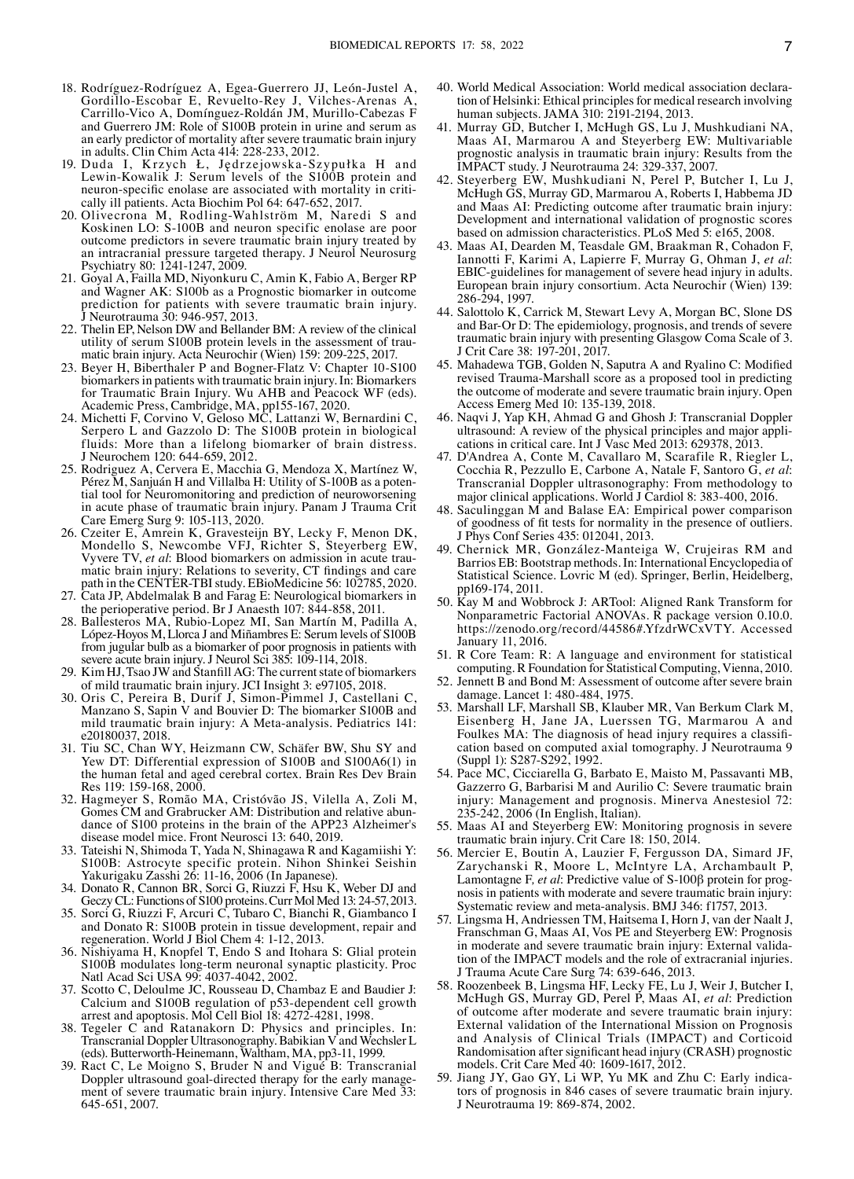18. Rodríguez-Rodríguez A, Egea-Guerrero JJ, León-Justel A, Gordillo-Escobar E, Revuelto-Rey J, Vilches-Arenas A, Carrillo-Vico A, Domínguez-Roldán JM, Murillo-Cabezas F and Guerrero JM: Role of S100B protein in urine and serum as an early predictor of mortality after severe traumatic brain injury in adults. Clin Chim Acta 414: 228-233, 2012.
19. Duda I, Krzych Ł, Jędrzejowska-Szypułka H and Lewin-Kowalik J: Serum levels of the S100B protein and neuron-specific enolase are associated with mortality in critically ill patients. Acta Biochim Pol 64: 647-652, 2017.
20. Olivecrona M, Rodling-Wahlström M, Naredi S and Koskinen LO: S-100B and neuron specific enolase are poor outcome predictors in severe traumatic brain injury treated by an intracranial pressure targeted therapy. J Neurol Neurosurg Psychiatry 80: 1241-1247, 2009.
21. Goyal A, Failla MD, Niyonkuru C, Amin K, Fabio A, Berger RP and Wagner AK: S100b as a Prognostic biomarker in outcome prediction for patients with severe traumatic brain injury. J Neurotrauma 30: 946-957, 2013.
22. Thelin EP, Nelson DW and Bellander BM: A review of the clinical utility of serum S100B protein levels in the assessment of traumatic brain injury. Acta Neurochir (Wien) 159: 209-225, 2017.
23. Beyer H, Biberthaler P and Bogner-Flatz V: Chapter 10-S100 biomarkers in patients with traumatic brain injury. In: Biomarkers for Traumatic Brain Injury. Wu AHB and Peacock WF (eds). Academic Press, Cambridge, MA, pp155-167, 2020.
24. Michetti F, Corvino V, Geloso MC, Lattanzi W, Bernardini C, Serpero L and Gazzolo D: The S100B protein in biological fluids: More than a lifelong biomarker of brain distress. J Neurochem 120: 644-659, 2012.
25. Rodriguez A, Cervera E, Macchia G, Mendoza X, Martínez W, Pérez M, Sanjuán H and Villalba H: Utility of S-100B as a potential tool for Neuromonitoring and prediction of neuroworsening in acute phase of traumatic brain injury. Panam J Trauma Crit Care Emerg Surg 9: 105-113, 2020.
26. Czeiter E, Amrein K, Gravesteijn BY, Lecky F, Menon DK, Mondello S, Newcombe VFJ, Richter S, Steyerberg EW, Vyvere TV, *et al*: Blood biomarkers on admission in acute traumatic brain injury: Relations to severity, CT findings and care path in the CENTER-TBI study. EBioMedicine 56: 102785, 2020.
27. Cata JP, Abdelmalak B and Farag E: Neurological biomarkers in the perioperative period. Br J Anaesth 107: 844-858, 2011.
28. Ballesteros MA, Rubio-Lopez MI, San Martín M, Padilla A, López-Hoyos M, Llorca J and Miñambres E: Serum levels of S100B from jugular bulb as a biomarker of poor prognosis in patients with severe acute brain injury. J Neurol Sci 385: 109-114, 2018.
29. Kim HJ, Tsao JW and Stanfill AG: The current state of biomarkers of mild traumatic brain injury. JCI Insight 3: e97105, 2018.
30. Oris C, Pereira B, Durif J, Simon-Pimmel J, Castellani C, Manzano S, Sapin V and Bouvier D: The biomarker S100B and mild traumatic brain injury: A Meta-analysis. Pediatrics 141: e20180037, 2018.
31. Tiu SC, Chan WY, Heizmann CW, Schäfer BW, Shu SY and Yew DT: Differential expression of S100B and S100A6(1) in the human fetal and aged cerebral cortex. Brain Res Dev Brain Res 119: 159-168, 2000.
32. Hagmeyer S, Romão MA, Cristóvão JS, Vilella A, Zoli M, Gomes CM and Grabrucker AM: Distribution and relative abundance of S100 proteins in the brain of the APP23 Alzheimer's disease model mice. Front Neurosci 13: 640, 2019.
33. Tateishi N, Shimoda T, Yada N, Shinagawa R and Kagamiishi Y: S100B: Astrocyte specific protein. Nihon Shinkei Seishin Yakurigaku Zasshi 26: 11-16, 2006 (In Japanese).
34. Donato R, Cannon BR, Sorci G, Riuzzi F, Hsu K, Weber DJ and Geczy CL: Functions of S100 proteins. Curr Mol Med 13: 24-57, 2013.
35. Sorci G, Riuzzi F, Arcuri C, Tubaro C, Bianchi R, Giambanco I and Donato R: S100B protein in tissue development, repair and regeneration. World J Biol Chem 4: 1-12, 2013.
36. Nishiyama H, Knopfel T, Endo S and Itohara S: Glial protein S100B modulates long-term neuronal synaptic plasticity. Proc Natl Acad Sci USA 99: 4037-4042, 2002.
37. Scotto C, Deloulme JC, Rousseau D, Chambaz E and Baudier J: Calcium and S100B regulation of p53-dependent cell growth arrest and apoptosis. Mol Cell Biol 18: 4272-4281, 1998.
38. Tegeler C and Ratanakorn D: Physics and principles. In: Transcranial Doppler Ultrasonography. Babikian V and Wechsler L (eds). Butterworth-Heinemann, Waltham, MA, pp3-11, 1999.
39. Ract C, Le Moigno S, Bruder N and Vigué B: Transcranial Doppler ultrasound goal-directed therapy for the early management of severe head injury. Intensive Care Med 33: 645-651, 2007.
40. World Medical Association: World medical association declaration of Helsinki: Ethical principles for medical research involving human subjects. JAMA 310: 2191-2194, 2013.
41. Murray GD, Butcher I, McHugh GS, Lu J, Mushkudiani NA, Maas AI, Marmarou A and Steyerberg EW: Multivariable prognostic analysis in traumatic brain injury: Results from the IMPACT study. J Neurotrauma 24: 329-337, 2007.
42. Steyerberg EW, Mushkudiani N, Perel P, Butcher I, Lu J, McHugh GS, Murray GD, Marmarou A, Roberts I, Habbema JD and Maas AI: Predicting outcome after traumatic brain injury: Development and international validation of prognostic scores based on admission characteristics. PLoS Med 5: e165, 2008.
43. Maas AI, Dearden M, Teasdale GM, Braakman R, Cohadon F, Iannotti F, Karimi A, Lapierre F, Murray G, Ohman J, *et al*: EBIC-guidelines for management of severe head injury in adults. European brain injury consortium. Acta Neurochir (Wien) 139: 286-294, 1997.
44. Salottolo K, Carrick M, Stewart Levy A, Morgan BC, Slone DS and Bar-Or D: The epidemiology, prognosis, and trends of severe traumatic brain injury with presenting Glasgow Coma Scale of 3. J Crit Care 38: 197-201, 2017.
45. Mahadewa TGB, Golden N, Saputra A and Ryalino C: Modified revised Trauma-Marshall score as a proposed tool in predicting the outcome of moderate and severe traumatic brain injury. Open Access Emerg Med 10: 135-139, 2018.
46. Naqvi J, Yap KH, Ahmad G and Ghosh J: Transcranial Doppler ultrasound: A review of the physical principles and major applications in critical care. Int J Vasc Med 2013: 629378, 2013.
47. D'Andrea A, Conte M, Cavallaro M, Scarafile R, Riegler L, Cocchia R, Pezzullo E, Carbone A, Natale F, Santoro G, *et al*: Transcranial Doppler ultrasonography: From methodology to major clinical applications. World J Cardiol 8: 383-400, 2016.
48. Saculinggan M and Balase EA: Empirical power comparison of goodness of fit tests for normality in the presence of outliers. J Phys Conf Series 435: 012041, 2013.
49. Chernick MR, González-Manteiga W, Crujeiras RM and Barrios EB: Bootstrap methods. In: International Encyclopedia of Statistical Science. Lovric M (ed). Springer, Berlin, Heidelberg, pp169-174, 2011.
50. Kay M and Wobbrock J: ARTool: Aligned Rank Transform for Nonparametric Factorial ANOVAs. R package version 0.10.0. https://zenodo.org/record/44586#.YfzdrWCxVTY. Accessed January 11, 2016.
51. R Core Team: R: A language and environment for statistical computing. R Foundation for Statistical Computing, Vienna, 2010.
52. Jennett B and Bond M: Assessment of outcome after severe brain damage. Lancet 1: 480-484, 1975.
53. Marshall LF, Marshall SB, Klauber MR, Van Berkum Clark M, Eisenberg H, Jane JA, Luerssen TG, Marmarou A and Foulkes MA: The diagnosis of head injury requires a classification based on computed axial tomography. J Neurotrauma 9 (Suppl 1): S287-S292, 1992.
54. Pace MC, Cicciarella G, Barbato E, Maisto M, Passavanti MB, Gazzerro G, Barbarisi M and Aurilio C: Severe traumatic brain injury: Management and prognosis. Minerva Anestesiol 72: 235-242, 2006 (In English, Italian).
55. Maas AI and Steyerberg EW: Monitoring prognosis in severe traumatic brain injury. Crit Care 18: 150, 2014.
56. Mercier E, Boutin A, Lauzier F, Fergusson DA, Simard JF, Zarychanski R, Moore L, McIntyre LA, Archambault P, Lamontagne F, *et al*: Predictive value of S-100β protein for prognosis in patients with moderate and severe traumatic brain injury: Systematic review and meta-analysis. BMJ 346: f1757, 2013.
57. Lingsma H, Andriessen TM, Haitsema I, Horn J, van der Naalt J, Franschman G, Maas AI, Vos PE and Steyerberg EW: Prognosis in moderate and severe traumatic brain injury: External validation of the IMPACT models and the role of extracranial injuries. J Trauma Acute Care Surg 74: 639-646, 2013.
58. Roozenbeek B, Lingsma HF, Lecky FE, Lu J, Weir J, Butcher I, McHugh GS, Murray GD, Perel P, Maas AI, *et al*: Prediction of outcome after moderate and severe traumatic brain injury: External validation of the International Mission on Prognosis and Analysis of Clinical Trials (IMPACT) and Corticoid Randomisation after significant head injury (CRASH) prognostic models. Crit Care Med 40: 1609-1617, 2012.
59. Jiang JY, Gao GY, Li WP, Yu MK and Zhu C: Early indicators of prognosis in 846 cases of severe traumatic brain injury. J Neurotrauma 19: 869-874, 2002.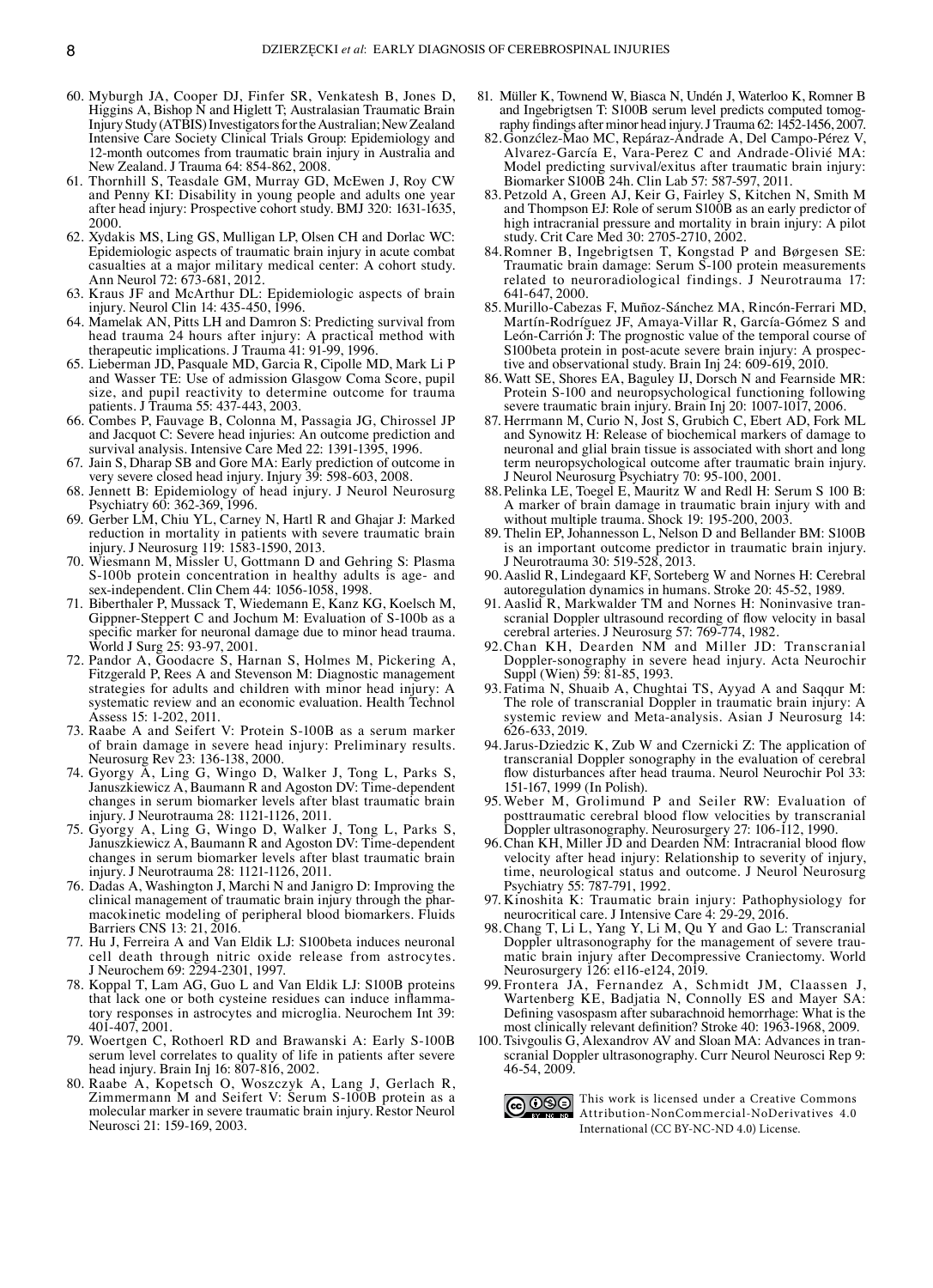60. Myburgh JA, Cooper DJ, Finfer SR, Venkatesh B, Jones D, Higgins A, Bishop N and Higlett T; Australasian Traumatic Brain Injury Study (ATBIS) Investigators for the Australian; New Zealand Intensive Care Society Clinical Trials Group: Epidemiology and 12-month outcomes from traumatic brain injury in Australia and New Zealand. J Trauma 64: 854-862, 2008.
61. Thornhill S, Teasdale GM, Murray GD, McEwen J, Roy CW and Penny KI: Disability in young people and adults one year after head injury: Prospective cohort study. BMJ 320: 1631-1635, 2000.
62. Xydakis MS, Ling GS, Mulligan LP, Olsen CH and Dorlac WC: Epidemiologic aspects of traumatic brain injury in acute combat casualties at a major military medical center: A cohort study. Ann Neurol 72: 673-681, 2012.
63. Kraus JF and McArthur DL: Epidemiologic aspects of brain injury. Neurol Clin 14: 435-450, 1996.
64. Mamelak AN, Pitts LH and Damron S: Predicting survival from head trauma 24 hours after injury: A practical method with therapeutic implications. J Trauma 41: 91-99, 1996.
65. Lieberman JD, Pasquale MD, Garcia R, Cipolle MD, Mark Li P and Wasser TE: Use of admission Glasgow Coma Score, pupil size, and pupil reactivity to determine outcome for trauma patients. J Trauma 55: 437-443, 2003.
66. Combes P, Fauvage B, Colonna M, Passagia JG, Chirossel JP and Jacquot C: Severe head injuries: An outcome prediction and survival analysis. Intensive Care Med 22: 1391-1395, 1996.
67. Jain S, Dharap SB and Gore MA: Early prediction of outcome in very severe closed head injury. Injury 39: 598-603, 2008.
68. Jennett B: Epidemiology of head injury. J Neurol Neurosurg Psychiatry 60: 362-369, 1996.
69. Gerber LM, Chiu YL, Carney N, Hartl R and Ghajar J: Marked reduction in mortality in patients with severe traumatic brain injury. J Neurosurg 119: 1583-1590, 2013.
70. Wiesmann M, Missler U, Gottmann D and Gehring S: Plasma S-100b protein concentration in healthy adults is age- and sex-independent. Clin Chem 44: 1056-1058, 1998.
71. Biberthaler P, Mussack T, Wiedemann E, Kanz KG, Koelsch M, Gippner-Steppert C and Jochum M: Evaluation of S-100b as a specific marker for neuronal damage due to minor head trauma. World J Surg 25: 93-97, 2001.
72. Pandor A, Goodacre S, Harnan S, Holmes M, Pickering A, Fitzgerald P, Rees A and Stevenson M: Diagnostic management strategies for adults and children with minor head injury: A systematic review and an economic evaluation. Health Technol Assess 15: 1-202, 2011.
73. Raabe A and Seifert V: Protein S-100B as a serum marker of brain damage in severe head injury: Preliminary results. Neurosurg Rev 23: 136-138, 2000.
74. Gyorgy A, Ling G, Wingo D, Walker J, Tong L, Parks S, Januszkiewicz A, Baumann R and Agoston DV: Time-dependent changes in serum biomarker levels after blast traumatic brain injury. J Neurotrauma 28: 1121-1126, 2011.
75. Gyorgy A, Ling G, Wingo D, Walker J, Tong L, Parks S, Januszkiewicz A, Baumann R and Agoston DV: Time-dependent changes in serum biomarker levels after blast traumatic brain injury. J Neurotrauma 28: 1121-1126, 2011.
76. Dadas A, Washington J, Marchi N and Janigro D: Improving the clinical management of traumatic brain injury through the pharmacokinetic modeling of peripheral blood biomarkers. Fluids Barriers CNS 13: 21, 2016.
77. Hu J, Ferreira A and Van Eldik LJ: S100beta induces neuronal cell death through nitric oxide release from astrocytes. J Neurochem 69: 2294-2301, 1997.
78. Koppal T, Lam AG, Guo L and Van Eldik LJ: S100B proteins that lack one or both cysteine residues can induce inflammatory responses in astrocytes and microglia. Neurochem Int 39: 401-407, 2001.
79. Woertgen C, Rothoerl RD and Brawanski A: Early S-100B serum level correlates to quality of life in patients after severe head injury. Brain Inj 16: 807-816, 2002.
80. Raabe A, Kopetsch O, Woszczyk A, Lang J, Gerlach R, Zimmermann M and Seifert V: Serum S-100B protein as a molecular marker in severe traumatic brain injury. Restor Neurol Neurosci 21: 159-169, 2003.
81. Müller K, Townend W, Biasca N, Undén J, Waterloo K, Romner B and Ingebrigtsen T: S100B serum level predicts computed tomography findings after minor head injury. J Trauma 62: 1452-1456, 2007.
82. Gonzćlez-Mao MC, Repáraz-Andrade A, Del Campo-Pérez V, Alvarez-García E, Vara-Perez C and Andrade-Olivié MA: Model predicting survival/exitus after traumatic brain injury: Biomarker S100B 24h. Clin Lab 57: 587-597, 2011.
83. Petzold A, Green AJ, Keir G, Fairley S, Kitchen N, Smith M and Thompson EJ: Role of serum S100B as an early predictor of high intracranial pressure and mortality in brain injury: A pilot study. Crit Care Med 30: 2705-2710, 2002.
84. Romner B, Ingebrigtsen T, Kongstad P and Børgesen SE: Traumatic brain damage: Serum S-100 protein measurements related to neuroradiological findings. J Neurotrauma 17: 641-647, 2000.
85. Murillo-Cabezas F, Muñoz-Sánchez MA, Rincón-Ferrari MD, Martín-Rodríguez JF, Amaya-Villar R, García-Gómez S and León-Carrión J: The prognostic value of the temporal course of S100beta protein in post-acute severe brain injury: A prospective and observational study. Brain Inj 24: 609-619, 2010.
86. Watt SE, Shores EA, Baguley IJ, Dorsch N and Fearnside MR: Protein S-100 and neuropsychological functioning following severe traumatic brain injury. Brain Inj 20: 1007-1017, 2006.
87. Herrmann M, Curio N, Jost S, Grubich C, Ebert AD, Fork ML and Synowitz H: Release of biochemical markers of damage to neuronal and glial brain tissue is associated with short and long term neuropsychological outcome after traumatic brain injury. J Neurol Neurosurg Psychiatry 70: 95-100, 2001.
88. Pelinka LE, Toegel E, Mauritz W and Redl H: Serum S 100 B: A marker of brain damage in traumatic brain injury with and without multiple trauma. Shock 19: 195-200, 2003.
89. Thelin EP, Johannesson L, Nelson D and Bellander BM: S100B is an important outcome predictor in traumatic brain injury. J Neurotrauma 30: 519-528, 2013.
90. Aaslid R, Lindegaard KF, Sorteberg W and Nornes H: Cerebral autoregulation dynamics in humans. Stroke 20: 45-52, 1989.
91. Aaslid R, Markwalder TM and Nornes H: Noninvasive transcranial Doppler ultrasound recording of flow velocity in basal cerebral arteries. J Neurosurg 57: 769-774, 1982.
92. Chan KH, Dearden NM and Miller JD: Transcranial Doppler-sonography in severe head injury. Acta Neurochir Suppl (Wien) 59: 81-85, 1993.
93. Fatima N, Shuaib A, Chughtai TS, Ayyad A and Saqqur M: The role of transcranial Doppler in traumatic brain injury: A systemic review and Meta-analysis. Asian J Neurosurg 14: 626-633, 2019.
94. Jarus-Dziedzic K, Zub W and Czernicki Z: The application of transcranial Doppler sonography in the evaluation of cerebral flow disturbances after head trauma. Neurol Neurochir Pol 33: 151-167, 1999 (In Polish).
95. Weber M, Grolimund P and Seiler RW: Evaluation of posttraumatic cerebral blood flow velocities by transcranial Doppler ultrasonography. Neurosurgery 27: 106-112, 1990.
96. Chan KH, Miller JD and Dearden NM: Intracranial blood flow velocity after head injury: Relationship to severity of injury, time, neurological status and outcome. J Neurol Neurosurg Psychiatry 55: 787-791, 1992.
97. Kinoshita K: Traumatic brain injury: Pathophysiology for neurocritical care. J Intensive Care 4: 29-29, 2016.
98. Chang T, Li L, Yang Y, Li M, Qu Y and Gao L: Transcranial Doppler ultrasonography for the management of severe traumatic brain injury after Decompressive Craniectomy. World Neurosurgery 126: e116-e124, 2019.
99. Frontera JA, Fernandez A, Schmidt JM, Claassen J, Wartenberg KE, Badjatia N, Connolly ES and Mayer SA: Defining vasospasm after subarachnoid hemorrhage: What is the most clinically relevant definition? Stroke 40: 1963-1968, 2009.
100. Tsivgoulis G, Alexandrov AV and Sloan MA: Advances in transcranial Doppler ultrasonography. Curr Neurol Neurosci Rep 9: 46-54, 2009.

This work is licensed under a Creative Commons Attribution-NonCommercial-NoDerivatives 4.0 International (CC BY-NC-ND 4.0) License.